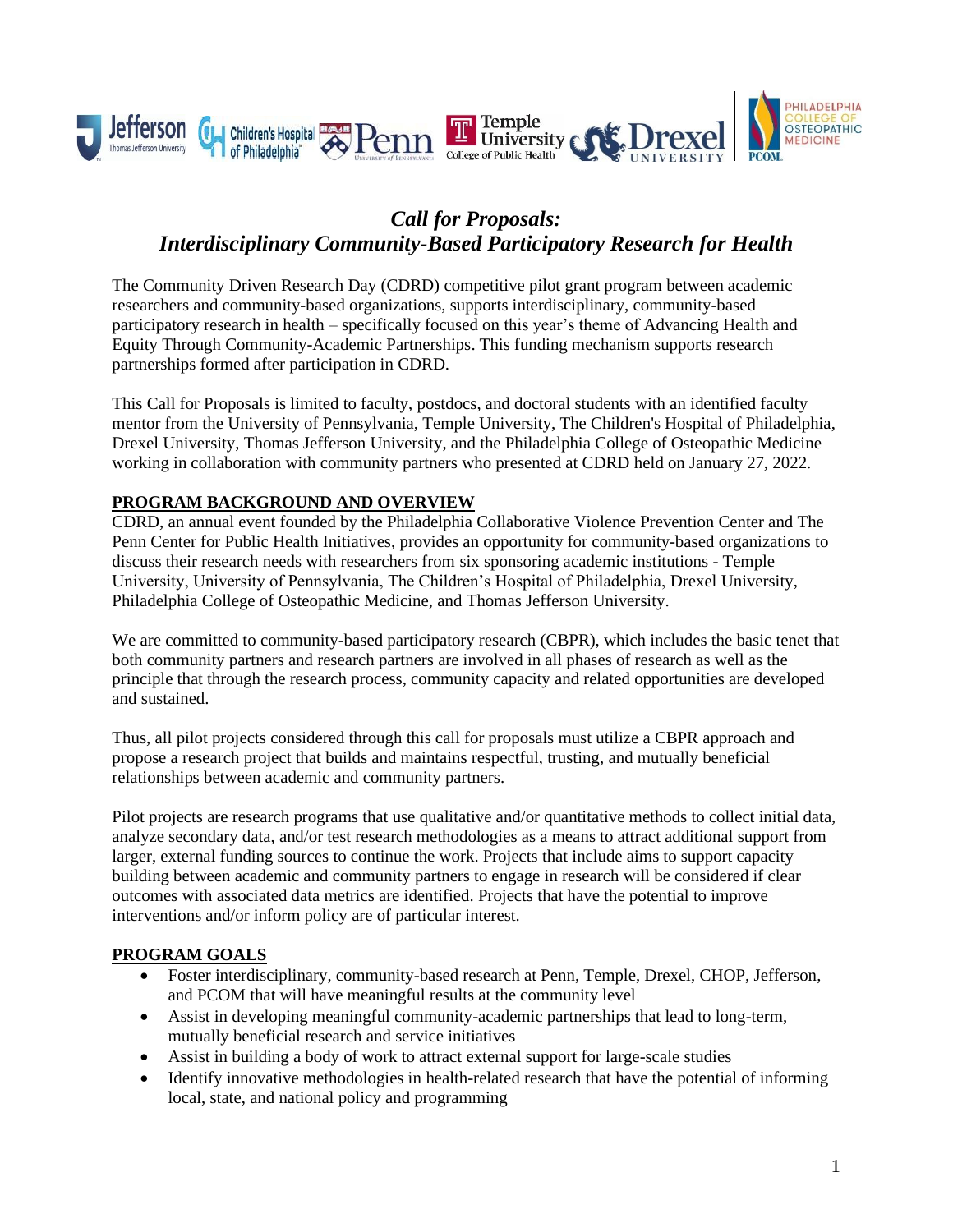# *Call for Proposals: Interdisciplinary Community-Based Participatory Research for Health*

The Community Driven Research Day (CDRD) competitive pilot grant program between academic researchers and community-based organizations, supports interdisciplinary, community-based participatory research in health – specifically focused on this year's theme of Advancing Health and Equity Through Community-Academic Partnerships. This funding mechanism supports research partnerships formed after participation in CDRD.

This Call for Proposals is limited to faculty, postdocs, and doctoral students with an identified faculty mentor from the University of Pennsylvania, Temple University, The Children's Hospital of Philadelphia, Drexel University, Thomas Jefferson University, and the Philadelphia College of Osteopathic Medicine working in collaboration with community partners who presented at CDRD held on January 27, 2022.

## PROGRAM BACKGROUND AND OVERVIEW

CDRD, an annual event founded by the Philadelphia Collaborative Violence Prevention Center and The Penn Center for Public Health Initiatives, provides an opportunity for community-based organizations to discuss their research needs with researchers from six sponsoring academic institutions - Temple University, University of Pennsylvania, The Children's Hospital of Philadelphia, Drexel University, Philadelphia College of Osteopathic Medicine, and Thomas Jefferson University.

We are committed to community-based participatory research (CBPR), which includes the basic tenet that both community partners and research partners are involved in all phases of research as well as the principle that through the research process, community capacity and related opportunities are developed and sustained.

Thus, all pilot projects considered through this call for proposals must utilize a CBPR approach and propose a research project that builds and maintains respectful, trusting, and mutually beneficial relationships between academic and community partners.

Pilot projects are research programs that use qualitative and/or quantitative methods to collect initial data, analyze secondary data, and/or test research methodologies as a means to attract additional support from larger, external funding sources to continue the work. Projects that include aims to support capacity building between academic and community partners to engage in research will be considered if clear outcomes with associated data metrics are identified. Projects that have the potential to improve interventions and/or inform policy are of particular interest.

## PROGRAM GOALS

- Foster interdisciplinary, community-based research at Penn, Temple, Drexel, CHOP, Jefferson, and PCOM that will have meaningful results at the community level
- Assist in developing meaningful community-academic partnerships that lead to long-term, mutually beneficial research and service initiatives
- Assist in building a body of work to attract external support for large-scale studies
- Identify innovative methodologies in health-related research that have the potential of informing local, state, and national policy and programming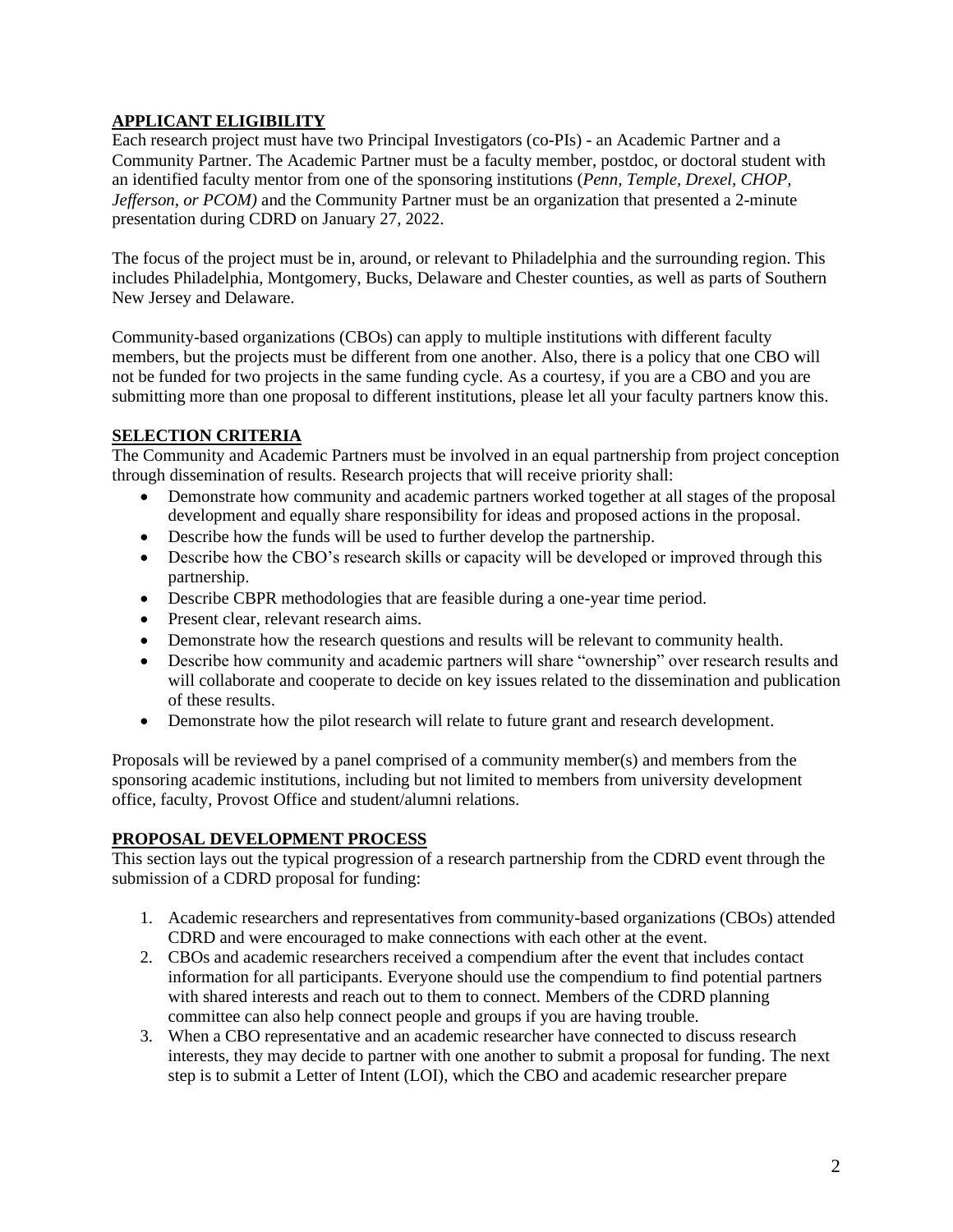## APPLICANT ELIGIBILITY

Each research project must have two Principal Investigators (co-PIs) - an Academic Partner and a Community Partner. The Academic Partner must be a faculty member, postdoc, or doctoral student with an identified faculty mentor from one of the sponsoring institutions (*Penn, Temple, Drexel, CHOP, Jefferson, or PCOM)* and the Community Partner must be an organization that presented a 2-minute presentation during CDRD on January 27, 2022.

The focus of the project must be in, around, or relevant to Philadelphia and the surrounding region. This includes Philadelphia, Montgomery, Bucks, Delaware and Chester counties, as well as parts of Southern New Jersey and Delaware.

Community-based organizations (CBOs) can apply to multiple institutions with different faculty members, but the projects must be different from one another. Also, there is a policy that one CBO will not be funded for two projects in the same funding cycle. As a courtesy, if you are a CBO and you are submitting more than one proposal to different institutions, please let all your faculty partners know this.

## SELECTION CRITERIA

The Community and Academic Partners must be involved in an equal partnership from project conception through dissemination of results. Research projects that will receive priority shall:

- Demonstrate how community and academic partners worked together at all stages of the proposal development and equally share responsibility for ideas and proposed actions in the proposal.
- Describe how the funds will be used to further develop the partnership.
- Describe how the CBO's research skills or capacity will be developed or improved through this partnership.
- Describe CBPR methodologies that are feasible during a one-year time period.
- Present clear, relevant research aims.
- Demonstrate how the research questions and results will be relevant to community health.
- Describe how community and academic partners will share "ownership" over research results and will collaborate and cooperate to decide on key issues related to the dissemination and publication of these results.
- Demonstrate how the pilot research will relate to future grant and research development.

Proposals will be reviewed by a panel comprised of a community member(s) and members from the sponsoring academic institutions, including but not limited to members from university development office, faculty, Provost Office and student/alumni relations.

## PROPOSAL DEVELOPMENT PROCESS

This section lays out the typical progression of a research partnership from the CDRD event through the submission of a CDRD proposal for funding:

1. Academic researchers and representatives from community-based organizations (CBOs) attended CDRD and were encouraged to make connections with each other at the event.
2. CBOs and academic researchers received a compendium after the event that includes contact information for all participants. Everyone should use the compendium to find potential partners with shared interests and reach out to them to connect. Members of the CDRD planning committee can also help connect people and groups if you are having trouble.
3. When a CBO representative and an academic researcher have connected to discuss research interests, they may decide to partner with one another to submit a proposal for funding. The next step is to submit a Letter of Intent (LOI), which the CBO and academic researcher prepare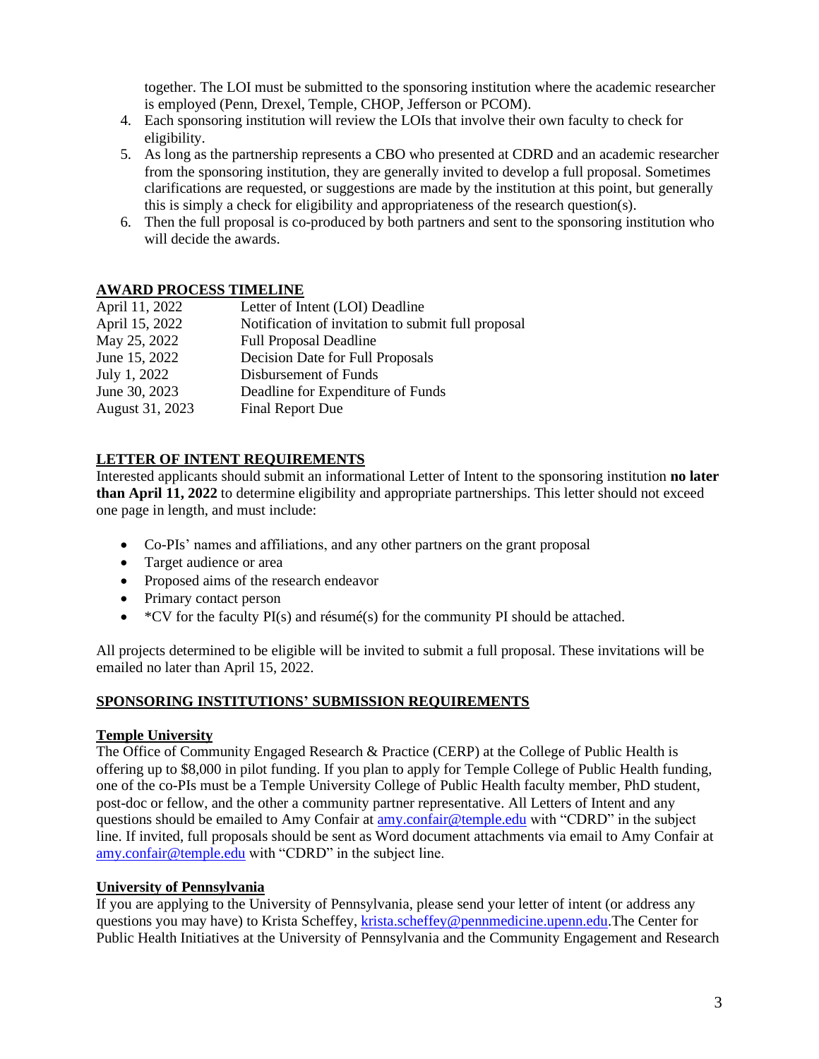together. The LOI must be submitted to the sponsoring institution where the academic researcher is employed (Penn, Drexel, Temple, CHOP, Jefferson or PCOM).

4. Each sponsoring institution will review the LOIs that involve their own faculty to check for eligibility.
5. As long as the partnership represents a CBO who presented at CDRD and an academic researcher from the sponsoring institution, they are generally invited to develop a full proposal. Sometimes clarifications are requested, or suggestions are made by the institution at this point, but generally this is simply a check for eligibility and appropriateness of the research question(s).
6. Then the full proposal is co-produced by both partners and sent to the sponsoring institution who will decide the awards.

## AWARD PROCESS TIMELINE

| | |
|---|---|
| April 11, 2022 | Letter of Intent (LOI) Deadline |
| April 15, 2022 | Notification of invitation to submit full proposal |
| May 25, 2022 | Full Proposal Deadline |
| June 15, 2022 | Decision Date for Full Proposals |
| July 1, 2022 | Disbursement of Funds |
| June 30, 2023 | Deadline for Expenditure of Funds |
| August 31, 2023 | Final Report Due |

## LETTER OF INTENT REQUIREMENTS

Interested applicants should submit an informational Letter of Intent to the sponsoring institution **no later than April 11, 2022** to determine eligibility and appropriate partnerships. This letter should not exceed one page in length, and must include:

- Co-PIs' names and affiliations, and any other partners on the grant proposal
- Target audience or area
- Proposed aims of the research endeavor
- Primary contact person
- *CV for the faculty PI(s) and résumé(s) for the community PI should be attached.

All projects determined to be eligible will be invited to submit a full proposal. These invitations will be emailed no later than April 15, 2022.

## SPONSORING INSTITUTIONS' SUBMISSION REQUIREMENTS

### Temple University

The Office of Community Engaged Research & Practice (CERP) at the College of Public Health is offering up to $8,000 in pilot funding. If you plan to apply for Temple College of Public Health funding, one of the co-PIs must be a Temple University College of Public Health faculty member, PhD student, post-doc or fellow, and the other a community partner representative. All Letters of Intent and any questions should be emailed to Amy Confair at amy.confair@temple.edu with "CDRD" in the subject line. If invited, full proposals should be sent as Word document attachments via email to Amy Confair at amy.confair@temple.edu with "CDRD" in the subject line.

### University of Pennsylvania

If you are applying to the University of Pennsylvania, please send your letter of intent (or address any questions you may have) to Krista Scheffey, krista.scheffey@pennmedicine.upenn.edu.The Center for Public Health Initiatives at the University of Pennsylvania and the Community Engagement and Research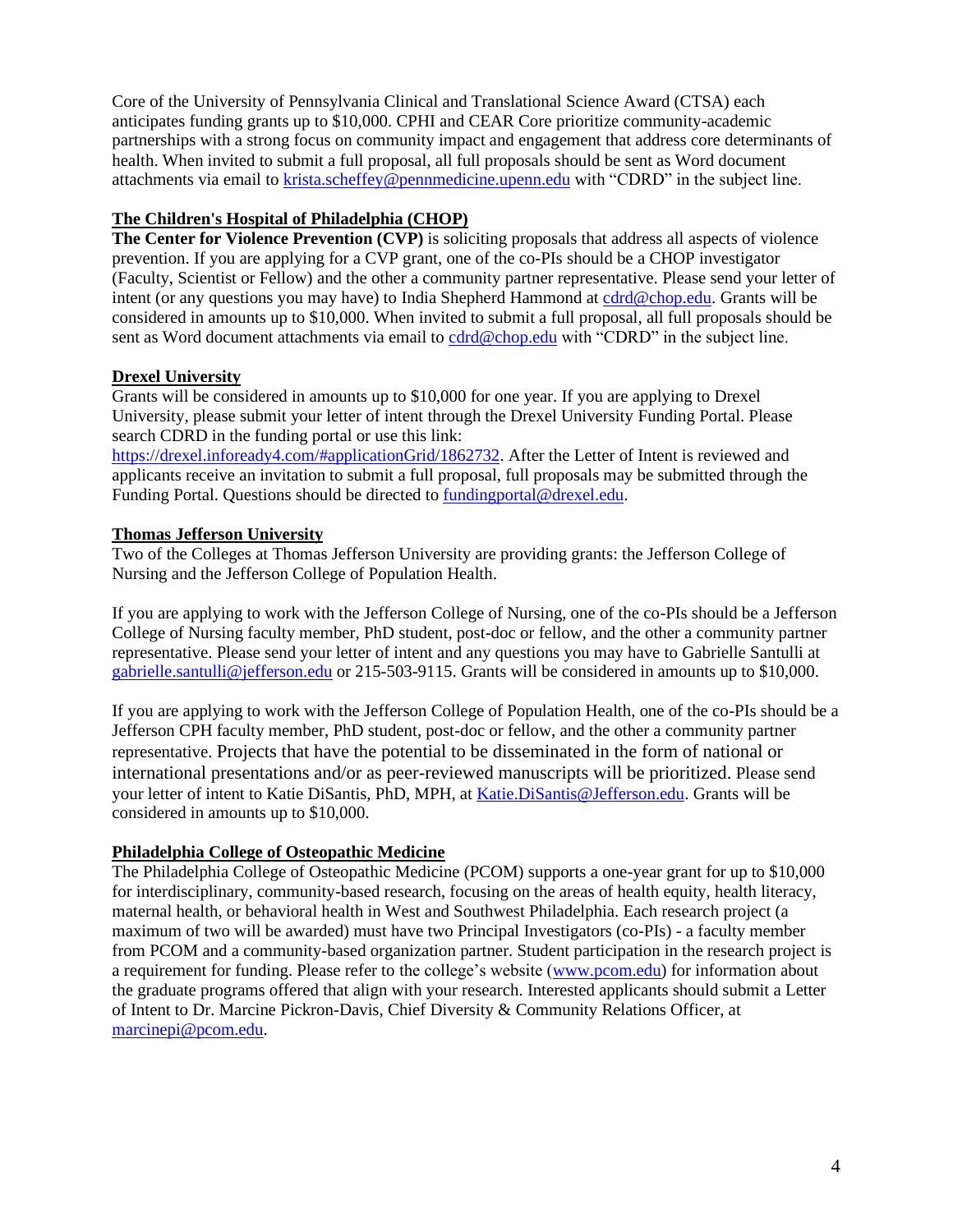Core of the University of Pennsylvania Clinical and Translational Science Award (CTSA) each anticipates funding grants up to $10,000. CPHI and CEAR Core prioritize community-academic partnerships with a strong focus on community impact and engagement that address core determinants of health. When invited to submit a full proposal, all full proposals should be sent as Word document attachments via email to krista.scheffey@pennmedicine.upenn.edu with "CDRD" in the subject line.

**The Children's Hospital of Philadelphia (CHOP)**

**The Center for Violence Prevention (CVP)** is soliciting proposals that address all aspects of violence prevention. If you are applying for a CVP grant, one of the co-PIs should be a CHOP investigator (Faculty, Scientist or Fellow) and the other a community partner representative. Please send your letter of intent (or any questions you may have) to India Shepherd Hammond at cdrd@chop.edu. Grants will be considered in amounts up to $10,000. When invited to submit a full proposal, all full proposals should be sent as Word document attachments via email to cdrd@chop.edu with "CDRD" in the subject line.

**Drexel University**

Grants will be considered in amounts up to $10,000 for one year. If you are applying to Drexel University, please submit your letter of intent through the Drexel University Funding Portal. Please search CDRD in the funding portal or use this link: https://drexel.infoready4.com/#applicationGrid/1862732. After the Letter of Intent is reviewed and applicants receive an invitation to submit a full proposal, full proposals may be submitted through the Funding Portal. Questions should be directed to fundingportal@drexel.edu.

**Thomas Jefferson University**

Two of the Colleges at Thomas Jefferson University are providing grants: the Jefferson College of Nursing and the Jefferson College of Population Health.

If you are applying to work with the Jefferson College of Nursing, one of the co-PIs should be a Jefferson College of Nursing faculty member, PhD student, post-doc or fellow, and the other a community partner representative. Please send your letter of intent and any questions you may have to Gabrielle Santulli at gabrielle.santulli@jefferson.edu or 215-503-9115. Grants will be considered in amounts up to $10,000.

If you are applying to work with the Jefferson College of Population Health, one of the co-PIs should be a Jefferson CPH faculty member, PhD student, post-doc or fellow, and the other a community partner representative. Projects that have the potential to be disseminated in the form of national or international presentations and/or as peer-reviewed manuscripts will be prioritized. Please send your letter of intent to Katie DiSantis, PhD, MPH, at Katie.DiSantis@Jefferson.edu. Grants will be considered in amounts up to $10,000.

**Philadelphia College of Osteopathic Medicine**

The Philadelphia College of Osteopathic Medicine (PCOM) supports a one-year grant for up to $10,000 for interdisciplinary, community-based research, focusing on the areas of health equity, health literacy, maternal health, or behavioral health in West and Southwest Philadelphia. Each research project (a maximum of two will be awarded) must have two Principal Investigators (co-PIs) - a faculty member from PCOM and a community-based organization partner. Student participation in the research project is a requirement for funding. Please refer to the college's website (www.pcom.edu) for information about the graduate programs offered that align with your research. Interested applicants should submit a Letter of Intent to Dr. Marcine Pickron-Davis, Chief Diversity & Community Relations Officer, at marcinepi@pcom.edu.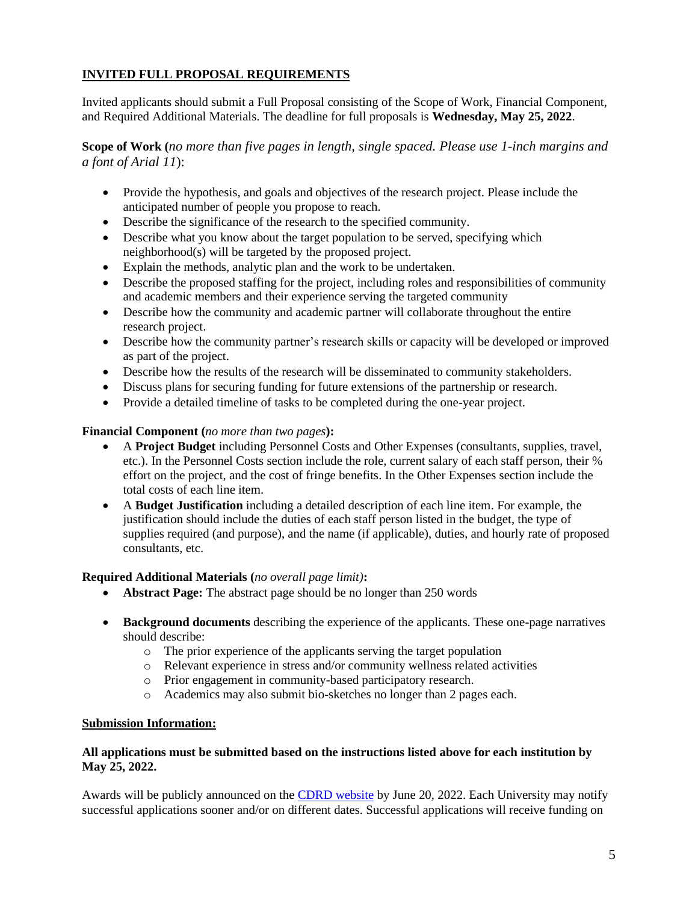## INVITED FULL PROPOSAL REQUIREMENTS

Invited applicants should submit a Full Proposal consisting of the Scope of Work, Financial Component, and Required Additional Materials. The deadline for full proposals is **Wednesday, May 25, 2022**.

**Scope of Work (***no more than five pages in length, single spaced. Please use 1-inch margins and a font of Arial 11*):

- Provide the hypothesis, and goals and objectives of the research project. Please include the anticipated number of people you propose to reach.
- Describe the significance of the research to the specified community.
- Describe what you know about the target population to be served, specifying which neighborhood(s) will be targeted by the proposed project.
- Explain the methods, analytic plan and the work to be undertaken.
- Describe the proposed staffing for the project, including roles and responsibilities of community and academic members and their experience serving the targeted community
- Describe how the community and academic partner will collaborate throughout the entire research project.
- Describe how the community partner's research skills or capacity will be developed or improved as part of the project.
- Describe how the results of the research will be disseminated to community stakeholders.
- Discuss plans for securing funding for future extensions of the partnership or research.
- Provide a detailed timeline of tasks to be completed during the one-year project.

**Financial Component (***no more than two pages***):**

- A **Project Budget** including Personnel Costs and Other Expenses (consultants, supplies, travel, etc.). In the Personnel Costs section include the role, current salary of each staff person, their % effort on the project, and the cost of fringe benefits. In the Other Expenses section include the total costs of each line item.
- A **Budget Justification** including a detailed description of each line item. For example, the justification should include the duties of each staff person listed in the budget, the type of supplies required (and purpose), and the name (if applicable), duties, and hourly rate of proposed consultants, etc.

**Required Additional Materials (***no overall page limit)***:**

- **Abstract Page:** The abstract page should be no longer than 250 words
- **Background documents** describing the experience of the applicants. These one-page narratives should describe:
  - The prior experience of the applicants serving the target population
  - Relevant experience in stress and/or community wellness related activities
  - Prior engagement in community-based participatory research.
  - Academics may also submit bio-sketches no longer than 2 pages each.

**Submission Information:**

**All applications must be submitted based on the instructions listed above for each institution by May 25, 2022.**

Awards will be publicly announced on the CDRD website by June 20, 2022. Each University may notify successful applications sooner and/or on different dates. Successful applications will receive funding on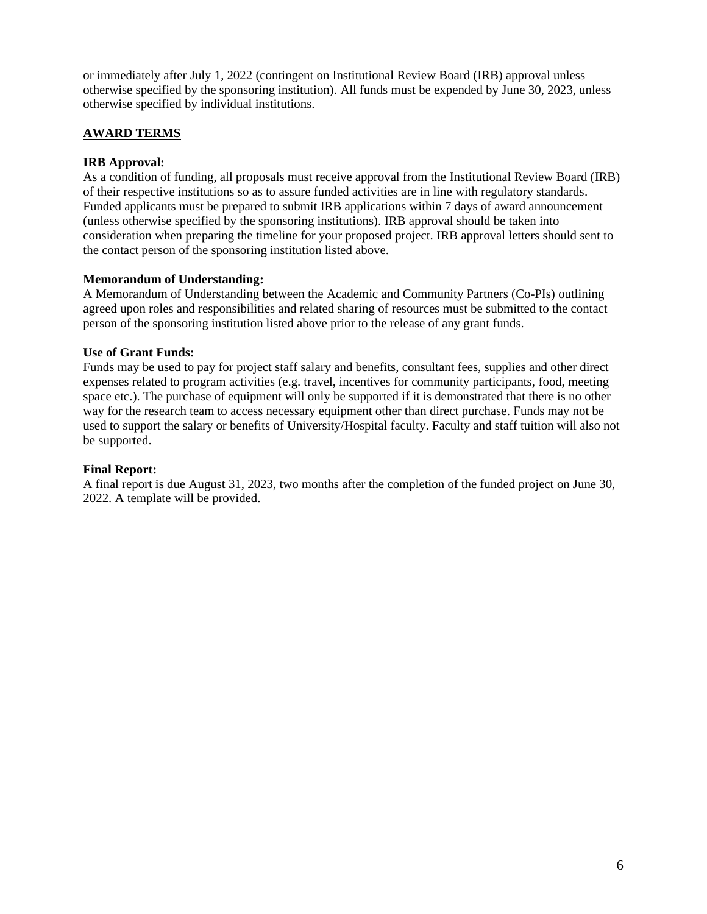or immediately after July 1, 2022 (contingent on Institutional Review Board (IRB) approval unless otherwise specified by the sponsoring institution). All funds must be expended by June 30, 2023, unless otherwise specified by individual institutions.

## AWARD TERMS

**IRB Approval:**
As a condition of funding, all proposals must receive approval from the Institutional Review Board (IRB) of their respective institutions so as to assure funded activities are in line with regulatory standards. Funded applicants must be prepared to submit IRB applications within 7 days of award announcement (unless otherwise specified by the sponsoring institutions). IRB approval should be taken into consideration when preparing the timeline for your proposed project. IRB approval letters should sent to the contact person of the sponsoring institution listed above.

**Memorandum of Understanding:**
A Memorandum of Understanding between the Academic and Community Partners (Co-PIs) outlining agreed upon roles and responsibilities and related sharing of resources must be submitted to the contact person of the sponsoring institution listed above prior to the release of any grant funds.

**Use of Grant Funds:**
Funds may be used to pay for project staff salary and benefits, consultant fees, supplies and other direct expenses related to program activities (e.g. travel, incentives for community participants, food, meeting space etc.). The purchase of equipment will only be supported if it is demonstrated that there is no other way for the research team to access necessary equipment other than direct purchase. Funds may not be used to support the salary or benefits of University/Hospital faculty. Faculty and staff tuition will also not be supported.

**Final Report:**
A final report is due August 31, 2023, two months after the completion of the funded project on June 30, 2022. A template will be provided.